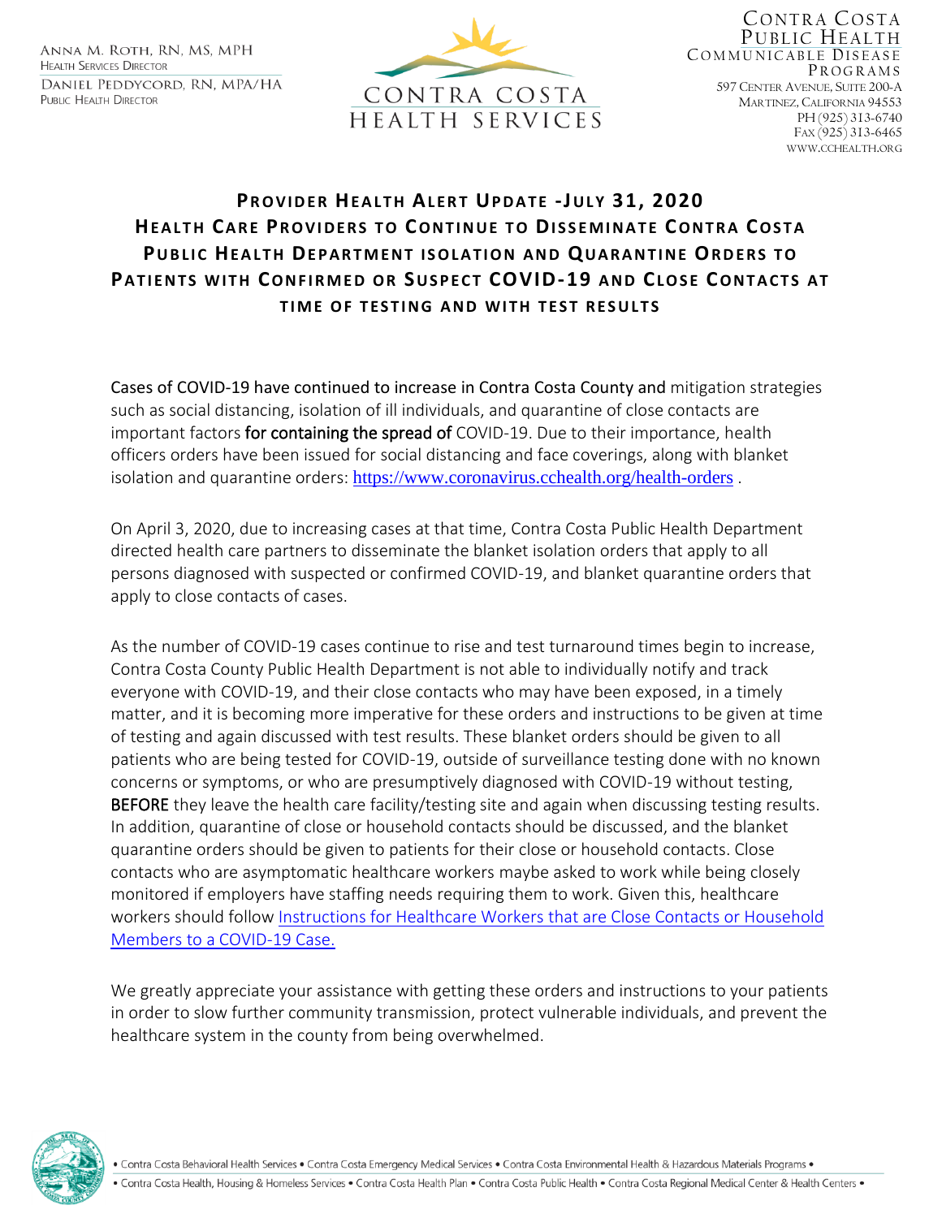Anna M. Roth, RN, MS, MPH
Health Services Director

Daniel Peddycord, RN, MPA/HA
Public Health Director

CONTRA COSTA
HEALTH SERVICES

Contra Costa
Public Health
Communicable Disease
Programs
597 Center Avenue, Suite 200-A
Martinez, California 94553
PH (925) 313-6740
Fax (925) 313-6465
www.cchealth.org

# Provider Health Alert Update - July 31, 2020

## Health Care Providers to Continue to Disseminate Contra Costa Public Health Department Isolation and Quarantine Orders to Patients with Confirmed or Suspect COVID-19 and Close Contacts at Time of Testing and with Test Results

Cases of COVID-19 have continued to increase in Contra Costa County and mitigation strategies such as social distancing, isolation of ill individuals, and quarantine of close contacts are important factors for containing the spread of COVID-19. Due to their importance, health officers orders have been issued for social distancing and face coverings, along with blanket isolation and quarantine orders: https://www.coronavirus.cchealth.org/health-orders .

On April 3, 2020, due to increasing cases at that time, Contra Costa Public Health Department directed health care partners to disseminate the blanket isolation orders that apply to all persons diagnosed with suspected or confirmed COVID-19, and blanket quarantine orders that apply to close contacts of cases.

As the number of COVID-19 cases continue to rise and test turnaround times begin to increase, Contra Costa County Public Health Department is not able to individually notify and track everyone with COVID-19, and their close contacts who may have been exposed, in a timely matter, and it is becoming more imperative for these orders and instructions to be given at time of testing and again discussed with test results. These blanket orders should be given to all patients who are being tested for COVID-19, outside of surveillance testing done with no known concerns or symptoms, or who are presumptively diagnosed with COVID-19 without testing, **BEFORE** they leave the health care facility/testing site and again when discussing testing results. In addition, quarantine of close or household contacts should be discussed, and the blanket quarantine orders should be given to patients for their close or household contacts. Close contacts who are asymptomatic healthcare workers maybe asked to work while being closely monitored if employers have staffing needs requiring them to work. Given this, healthcare workers should follow Instructions for Healthcare Workers that are Close Contacts or Household Members to a COVID-19 Case.

We greatly appreciate your assistance with getting these orders and instructions to your patients in order to slow further community transmission, protect vulnerable individuals, and prevent the healthcare system in the county from being overwhelmed.

• Contra Costa Behavioral Health Services • Contra Costa Emergency Medical Services • Contra Costa Environmental Health & Hazardous Materials Programs •
• Contra Costa Health, Housing & Homeless Services • Contra Costa Health Plan • Contra Costa Public Health • Contra Costa Regional Medical Center & Health Centers •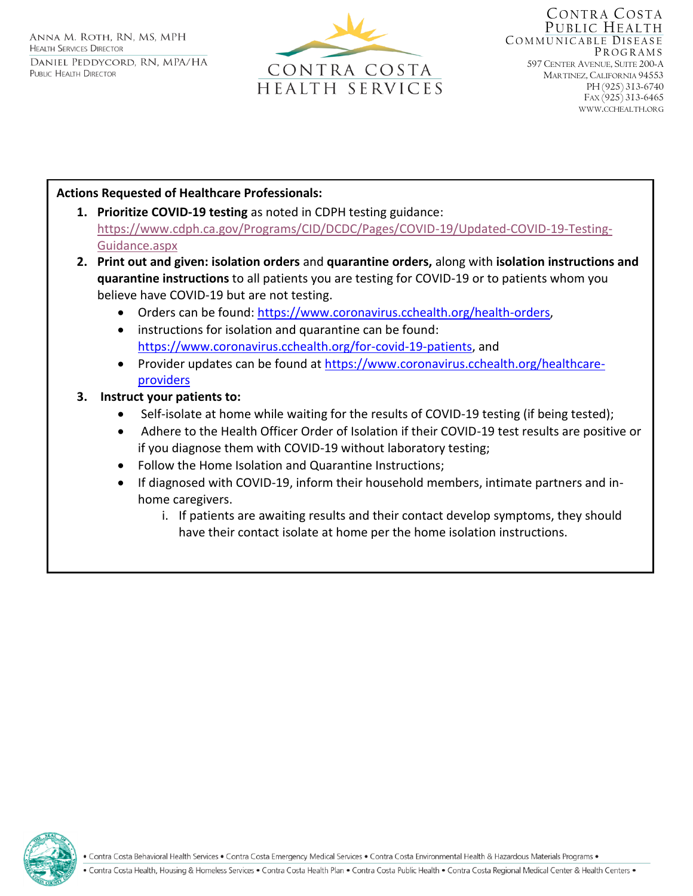**Actions Requested of Healthcare Professionals:**

1. **Prioritize COVID-19 testing** as noted in CDPH testing guidance: https://www.cdph.ca.gov/Programs/CID/DCDC/Pages/COVID-19/Updated-COVID-19-Testing-Guidance.aspx
2. **Print out and given: isolation orders** and **quarantine orders,** along with **isolation instructions and quarantine instructions** to all patients you are testing for COVID-19 or to patients whom you believe have COVID-19 but are not testing.
   - Orders can be found: https://www.coronavirus.cchealth.org/health-orders,
   - instructions for isolation and quarantine can be found: https://www.coronavirus.cchealth.org/for-covid-19-patients, and
   - Provider updates can be found at https://www.coronavirus.cchealth.org/healthcare-providers
3. **Instruct your patients to:**
   - Self-isolate at home while waiting for the results of COVID-19 testing (if being tested);
   - Adhere to the Health Officer Order of Isolation if their COVID-19 test results are positive or if you diagnose them with COVID-19 without laboratory testing;
   - Follow the Home Isolation and Quarantine Instructions;
   - If diagnosed with COVID-19, inform their household members, intimate partners and in-home caregivers.
     i. If patients are awaiting results and their contact develop symptoms, they should have their contact isolate at home per the home isolation instructions.